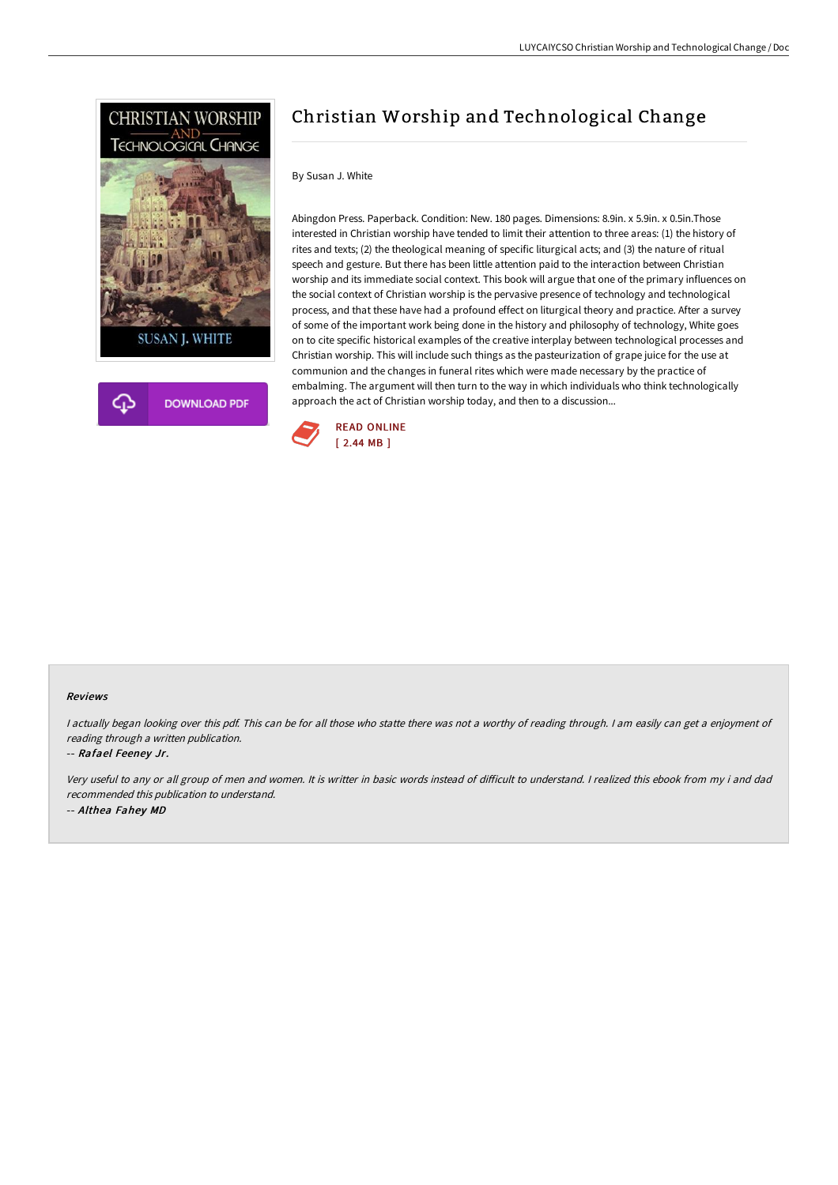# Christian Worship and Technological Change

By Susan J. White

Abingdon Press. Paperback. Condition: New. 180 pages. Dimensions: 8.9in. x 5.9in. x 0.5in.Those interested in Christian worship have tended to limit their attention to three areas: (1) the history of rites and texts; (2) the theological meaning of specific liturgical acts; and (3) the nature of ritual speech and gesture. But there has been little attention paid to the interaction between Christian worship and its immediate social context. This book will argue that one of the primary influences on the social context of Christian worship is the pervasive presence of technology and technological process, and that these have had a profound effect on liturgical theory and practice. After a survey of some of the important work being done in the history and philosophy of technology, White goes on to cite specific historical examples of the creative interplay between technological processes and Christian worship. This will include such things as the pasteurization of grape juice for the use at communion and the changes in funeral rites which were made necessary by the practice of embalming. The argument will then turn to the way in which individuals who think technologically approach the act of Christian worship today, and then to a discussion...

DOWNLOAD PDF

READ ONLINE
[ 2.44 MB ]

#### Reviews

*I actually began looking over this pdf. This can be for all those who statte there was not a worthy of reading through. I am easily can get a enjoyment of reading through a written publication.*

-- ***Rafael Feeney Jr.***

*Very useful to any or all group of men and women. It is writter in basic words instead of difficult to understand. I realized this ebook from my i and dad recommended this publication to understand.*

-- ***Althea Fahey MD***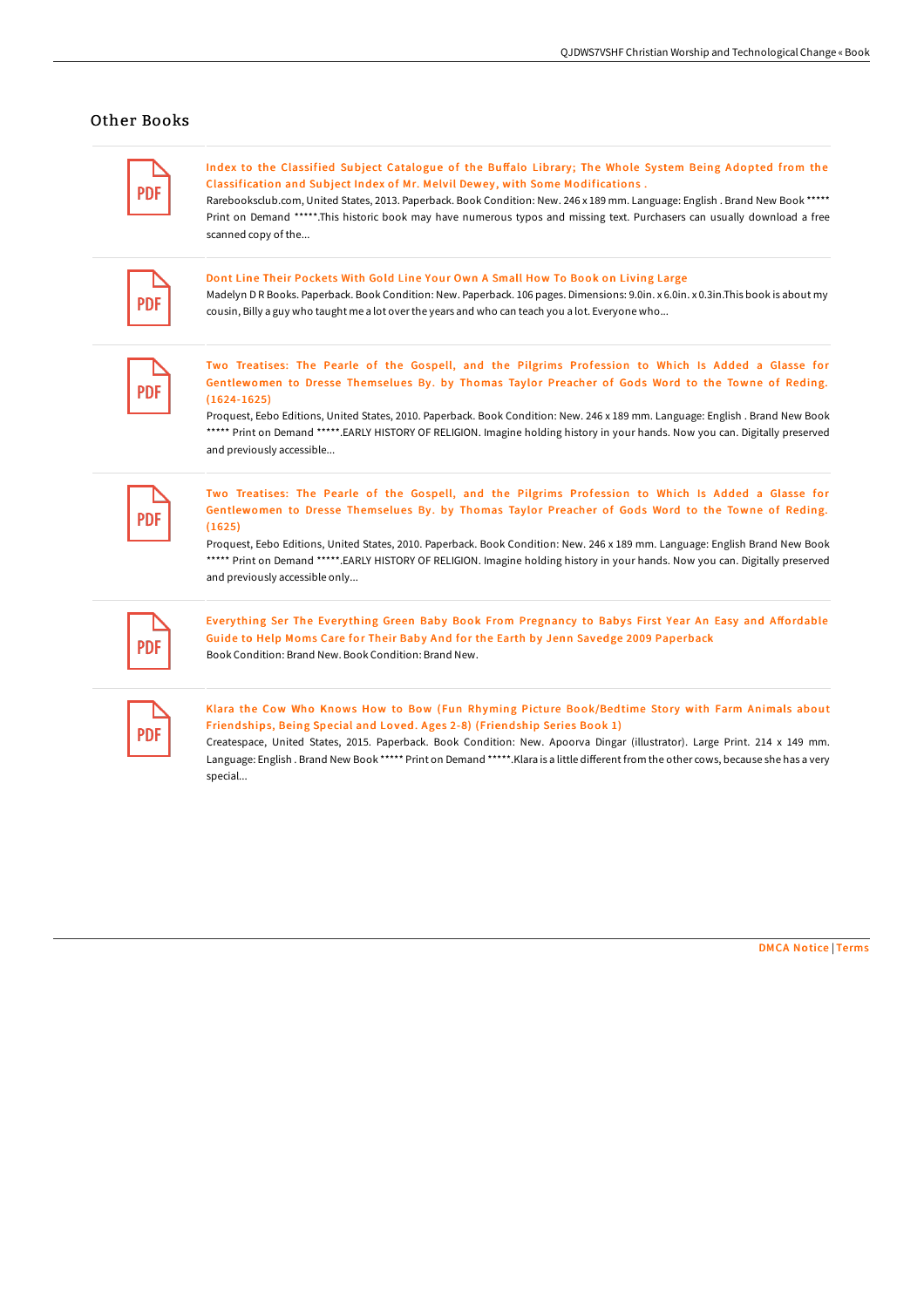## Other Books

**Index to the Classified Subject Catalogue of the Buffalo Library; The Whole System Being Adopted from the Classification and Subject Index of Mr. Melvil Dewey, with Some Modifications .**

Rarebooksclub.com, United States, 2013. Paperback. Book Condition: New. 246 x 189 mm. Language: English . Brand New Book ***** Print on Demand *****.This historic book may have numerous typos and missing text. Purchasers can usually download a free scanned copy of the...

**Dont Line Their Pockets With Gold Line Your Own A Small How To Book on Living Large**

Madelyn D R Books. Paperback. Book Condition: New. Paperback. 106 pages. Dimensions: 9.0in. x 6.0in. x 0.3in.This book is about my cousin, Billy a guy who taught me a lot over the years and who can teach you a lot. Everyone who...

**Two Treatises: The Pearle of the Gospell, and the Pilgrims Profession to Which Is Added a Glasse for Gentlewomen to Dresse Themselues By. by Thomas Taylor Preacher of Gods Word to the Towne of Reding. (1624-1625)**

Proquest, Eebo Editions, United States, 2010. Paperback. Book Condition: New. 246 x 189 mm. Language: English . Brand New Book ***** Print on Demand *****.EARLY HISTORY OF RELIGION. Imagine holding history in your hands. Now you can. Digitally preserved and previously accessible...

**Two Treatises: The Pearle of the Gospell, and the Pilgrims Profession to Which Is Added a Glasse for Gentlewomen to Dresse Themselues By. by Thomas Taylor Preacher of Gods Word to the Towne of Reding. (1625)**

Proquest, Eebo Editions, United States, 2010. Paperback. Book Condition: New. 246 x 189 mm. Language: English Brand New Book ***** Print on Demand *****.EARLY HISTORY OF RELIGION. Imagine holding history in your hands. Now you can. Digitally preserved and previously accessible only...

**Everything Ser The Everything Green Baby Book From Pregnancy to Babys First Year An Easy and Affordable Guide to Help Moms Care for Their Baby And for the Earth by Jenn Savedge 2009 Paperback**

Book Condition: Brand New. Book Condition: Brand New.

**Klara the Cow Who Knows How to Bow (Fun Rhyming Picture Book/Bedtime Story with Farm Animals about Friendships, Being Special and Loved. Ages 2-8) (Friendship Series Book 1)**

Createspace, United States, 2015. Paperback. Book Condition: New. Apoorva Dingar (illustrator). Large Print. 214 x 149 mm. Language: English . Brand New Book ***** Print on Demand *****.Klara is a little different from the other cows, because she has a very special...